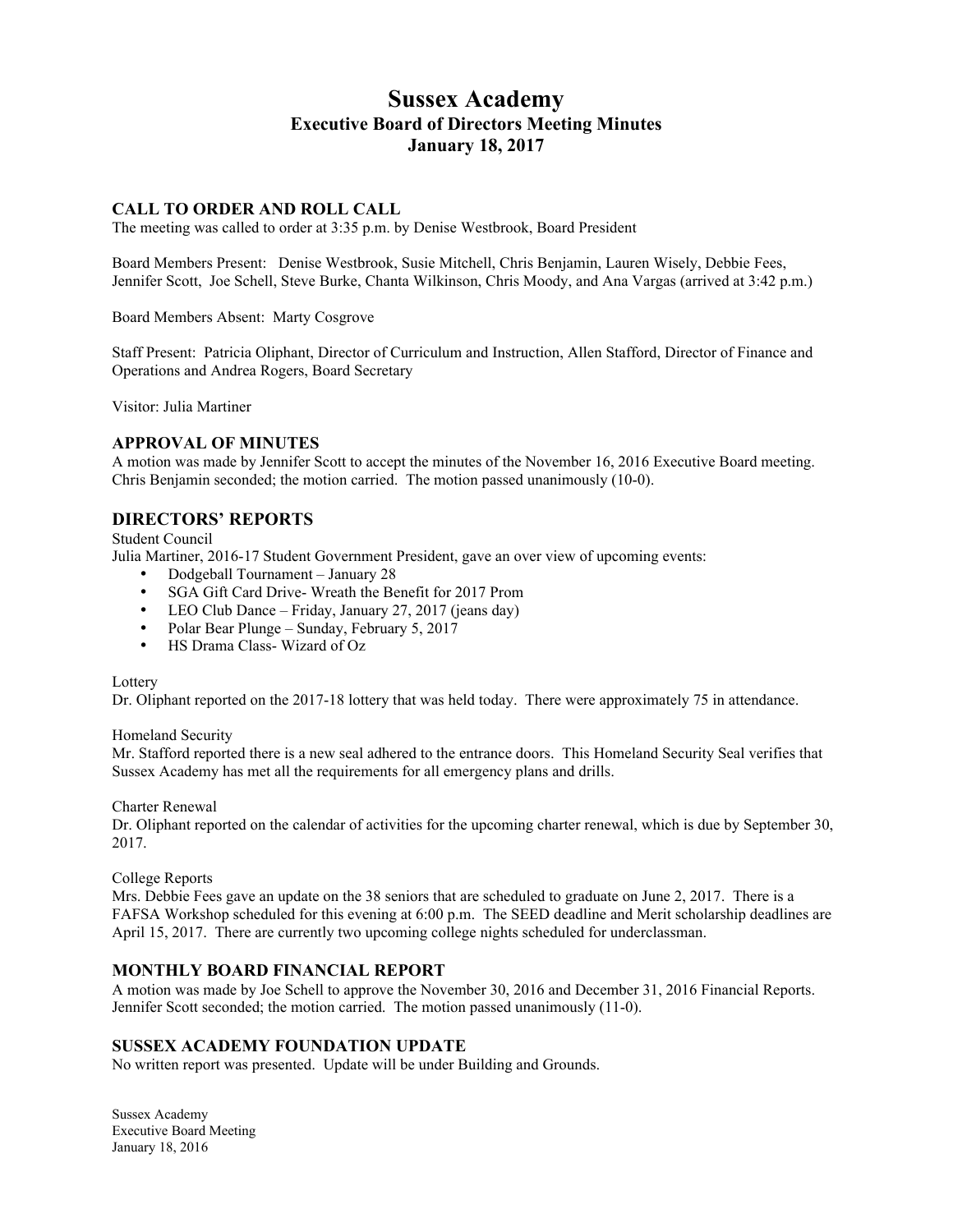# Sussex Academy

## Executive Board of Directors Meeting Minutes

## January 18, 2017

### CALL TO ORDER AND ROLL CALL

The meeting was called to order at 3:35 p.m. by Denise Westbrook, Board President

Board Members Present: Denise Westbrook, Susie Mitchell, Chris Benjamin, Lauren Wisely, Debbie Fees, Jennifer Scott, Joe Schell, Steve Burke, Chanta Wilkinson, Chris Moody, and Ana Vargas (arrived at 3:42 p.m.)

Board Members Absent: Marty Cosgrove

Staff Present: Patricia Oliphant, Director of Curriculum and Instruction, Allen Stafford, Director of Finance and Operations and Andrea Rogers, Board Secretary

Visitor: Julia Martiner

### APPROVAL OF MINUTES

A motion was made by Jennifer Scott to accept the minutes of the November 16, 2016 Executive Board meeting. Chris Benjamin seconded; the motion carried. The motion passed unanimously (10-0).

### DIRECTORS' REPORTS

Student Council

Julia Martiner, 2016-17 Student Government President, gave an over view of upcoming events:

- Dodgeball Tournament – January 28
- SGA Gift Card Drive- Wreath the Benefit for 2017 Prom
- LEO Club Dance – Friday, January 27, 2017 (jeans day)
- Polar Bear Plunge – Sunday, February 5, 2017
- HS Drama Class- Wizard of Oz

Lottery

Dr. Oliphant reported on the 2017-18 lottery that was held today. There were approximately 75 in attendance.

Homeland Security

Mr. Stafford reported there is a new seal adhered to the entrance doors. This Homeland Security Seal verifies that Sussex Academy has met all the requirements for all emergency plans and drills.

Charter Renewal

Dr. Oliphant reported on the calendar of activities for the upcoming charter renewal, which is due by September 30, 2017.

College Reports

Mrs. Debbie Fees gave an update on the 38 seniors that are scheduled to graduate on June 2, 2017. There is a FAFSA Workshop scheduled for this evening at 6:00 p.m. The SEED deadline and Merit scholarship deadlines are April 15, 2017. There are currently two upcoming college nights scheduled for underclassman.

### MONTHLY BOARD FINANCIAL REPORT

A motion was made by Joe Schell to approve the November 30, 2016 and December 31, 2016 Financial Reports. Jennifer Scott seconded; the motion carried. The motion passed unanimously (11-0).

### SUSSEX ACADEMY FOUNDATION UPDATE

No written report was presented. Update will be under Building and Grounds.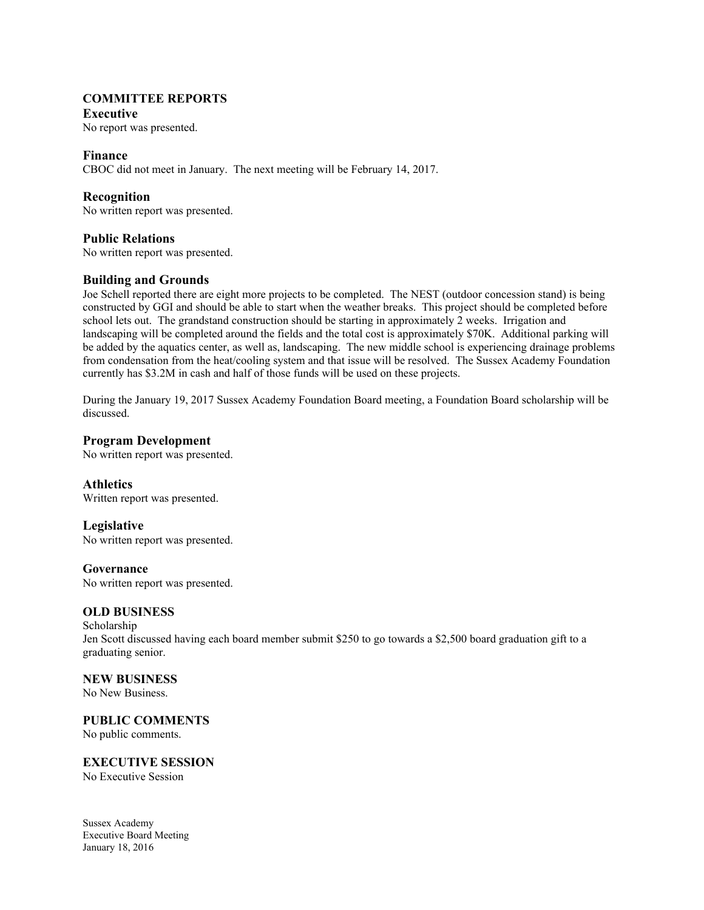## COMMITTEE REPORTS

### Executive

No report was presented.

### Finance

CBOC did not meet in January. The next meeting will be February 14, 2017.

### Recognition

No written report was presented.

### Public Relations

No written report was presented.

### Building and Grounds

Joe Schell reported there are eight more projects to be completed. The NEST (outdoor concession stand) is being constructed by GGI and should be able to start when the weather breaks. This project should be completed before school lets out. The grandstand construction should be starting in approximately 2 weeks. Irrigation and landscaping will be completed around the fields and the total cost is approximately $70K. Additional parking will be added by the aquatics center, as well as, landscaping. The new middle school is experiencing drainage problems from condensation from the heat/cooling system and that issue will be resolved. The Sussex Academy Foundation currently has $3.2M in cash and half of those funds will be used on these projects.

During the January 19, 2017 Sussex Academy Foundation Board meeting, a Foundation Board scholarship will be discussed.

### Program Development

No written report was presented.

### Athletics

Written report was presented.

### Legislative

No written report was presented.

### Governance

No written report was presented.

## OLD BUSINESS

Scholarship

Jen Scott discussed having each board member submit $250 to go towards a $2,500 board graduation gift to a graduating senior.

## NEW BUSINESS

No New Business.

## PUBLIC COMMENTS

No public comments.

## EXECUTIVE SESSION

No Executive Session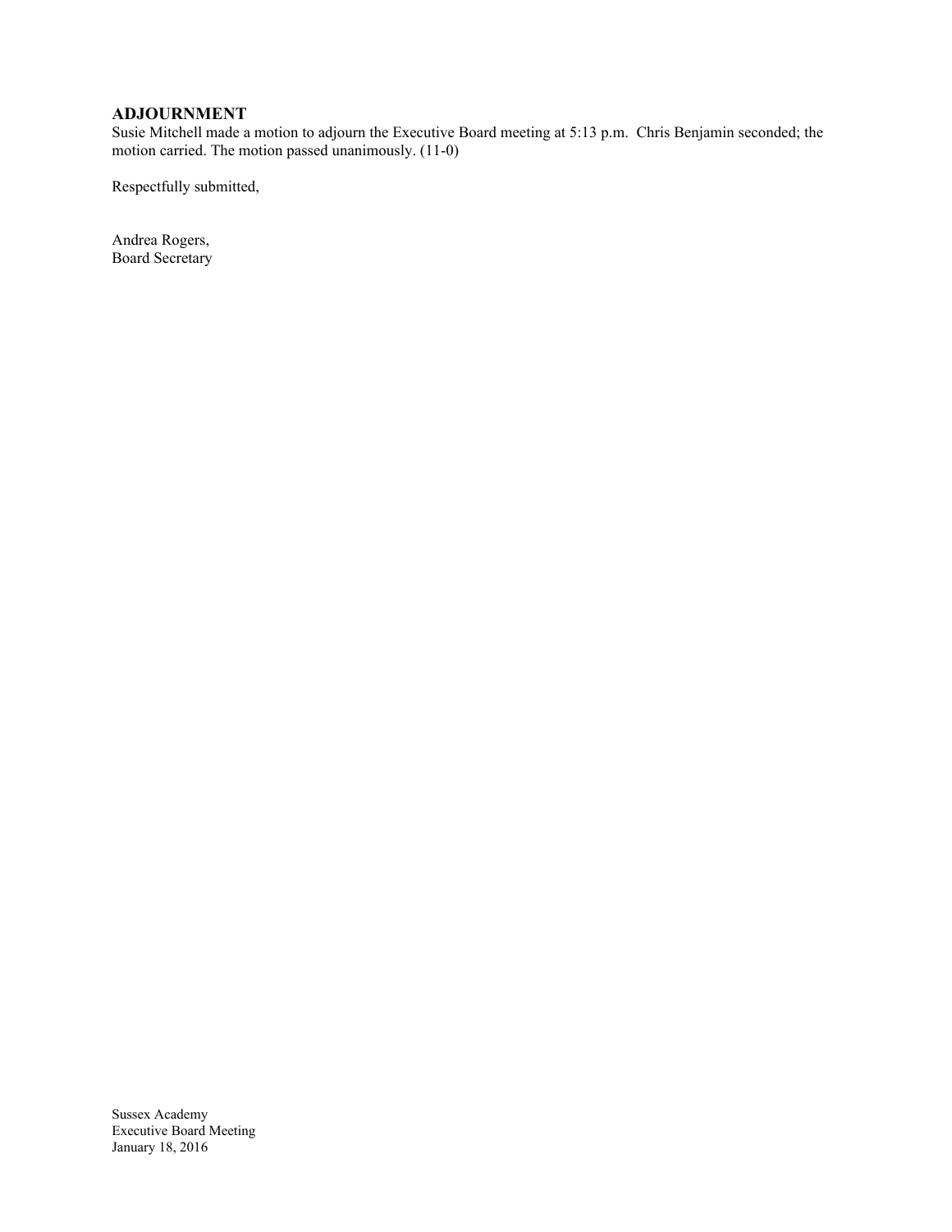## ADJOURNMENT

Susie Mitchell made a motion to adjourn the Executive Board meeting at 5:13 p.m. Chris Benjamin seconded; the motion carried. The motion passed unanimously. (11-0)

Respectfully submitted,

Andrea Rogers,
Board Secretary